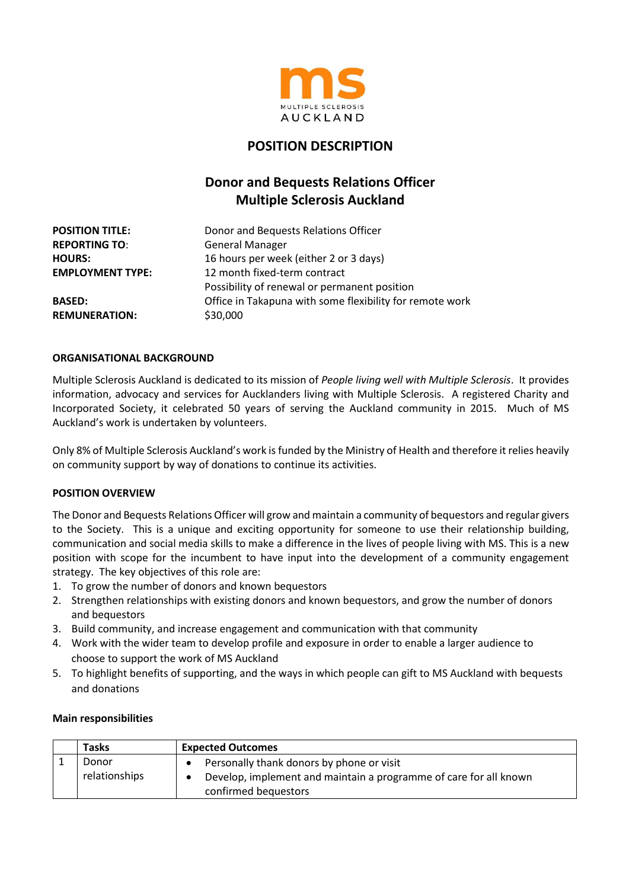ms
MULTIPLE SCLEROSIS
AUCKLAND

# POSITION DESCRIPTION

## Donor and Bequests Relations Officer
## Multiple Sclerosis Auckland

| | |
|---|---|
| **POSITION TITLE:** | Donor and Bequests Relations Officer |
| **REPORTING TO**: | General Manager |
| **HOURS:** | 16 hours per week (either 2 or 3 days) |
| **EMPLOYMENT TYPE:** | 12 month fixed-term contract<br>Possibility of renewal or permanent position |
| **BASED:** | Office in Takapuna with some flexibility for remote work |
| **REMUNERATION:** | $30,000 |

**ORGANISATIONAL BACKGROUND**

Multiple Sclerosis Auckland is dedicated to its mission of *People living well with Multiple Sclerosis*. It provides information, advocacy and services for Aucklanders living with Multiple Sclerosis. A registered Charity and Incorporated Society, it celebrated 50 years of serving the Auckland community in 2015. Much of MS Auckland's work is undertaken by volunteers.

Only 8% of Multiple Sclerosis Auckland's work is funded by the Ministry of Health and therefore it relies heavily on community support by way of donations to continue its activities.

**POSITION OVERVIEW**

The Donor and Bequests Relations Officer will grow and maintain a community of bequestors and regular givers to the Society. This is a unique and exciting opportunity for someone to use their relationship building, communication and social media skills to make a difference in the lives of people living with MS. This is a new position with scope for the incumbent to have input into the development of a community engagement strategy. The key objectives of this role are:

1. To grow the number of donors and known bequestors
2. Strengthen relationships with existing donors and known bequestors, and grow the number of donors and bequestors
3. Build community, and increase engagement and communication with that community
4. Work with the wider team to develop profile and exposure in order to enable a larger audience to choose to support the work of MS Auckland
5. To highlight benefits of supporting, and the ways in which people can gift to MS Auckland with bequests and donations

**Main responsibilities**

| | Tasks | Expected Outcomes |
|---|---|---|
| 1 | Donor relationships | • Personally thank donors by phone or visit<br>• Develop, implement and maintain a programme of care for all known confirmed bequestors |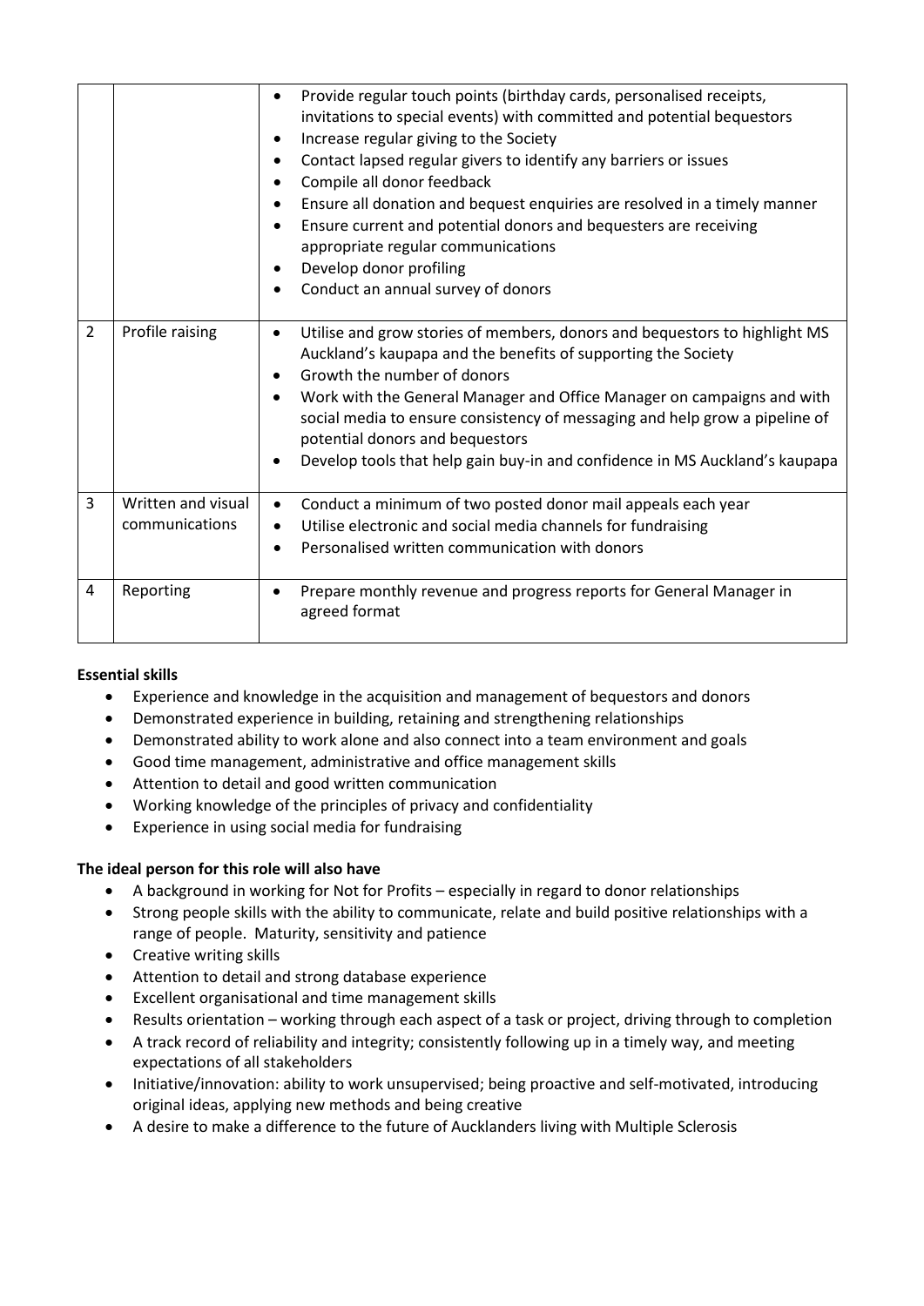| | | |
|---|---|---|
| | | • Provide regular touch points (birthday cards, personalised receipts, invitations to special events) with committed and potential bequestors<br>• Increase regular giving to the Society<br>• Contact lapsed regular givers to identify any barriers or issues<br>• Compile all donor feedback<br>• Ensure all donation and bequest enquiries are resolved in a timely manner<br>• Ensure current and potential donors and bequesters are receiving appropriate regular communications<br>• Develop donor profiling<br>• Conduct an annual survey of donors |
| 2 | Profile raising | • Utilise and grow stories of members, donors and bequestors to highlight MS Auckland's kaupapa and the benefits of supporting the Society<br>• Growth the number of donors<br>• Work with the General Manager and Office Manager on campaigns and with social media to ensure consistency of messaging and help grow a pipeline of potential donors and bequestors<br>• Develop tools that help gain buy-in and confidence in MS Auckland's kaupapa |
| 3 | Written and visual communications | • Conduct a minimum of two posted donor mail appeals each year<br>• Utilise electronic and social media channels for fundraising<br>• Personalised written communication with donors |
| 4 | Reporting | • Prepare monthly revenue and progress reports for General Manager in agreed format |

**Essential skills**

- Experience and knowledge in the acquisition and management of bequestors and donors
- Demonstrated experience in building, retaining and strengthening relationships
- Demonstrated ability to work alone and also connect into a team environment and goals
- Good time management, administrative and office management skills
- Attention to detail and good written communication
- Working knowledge of the principles of privacy and confidentiality
- Experience in using social media for fundraising

**The ideal person for this role will also have**

- A background in working for Not for Profits – especially in regard to donor relationships
- Strong people skills with the ability to communicate, relate and build positive relationships with a range of people. Maturity, sensitivity and patience
- Creative writing skills
- Attention to detail and strong database experience
- Excellent organisational and time management skills
- Results orientation – working through each aspect of a task or project, driving through to completion
- A track record of reliability and integrity; consistently following up in a timely way, and meeting expectations of all stakeholders
- Initiative/innovation: ability to work unsupervised; being proactive and self-motivated, introducing original ideas, applying new methods and being creative
- A desire to make a difference to the future of Aucklanders living with Multiple Sclerosis